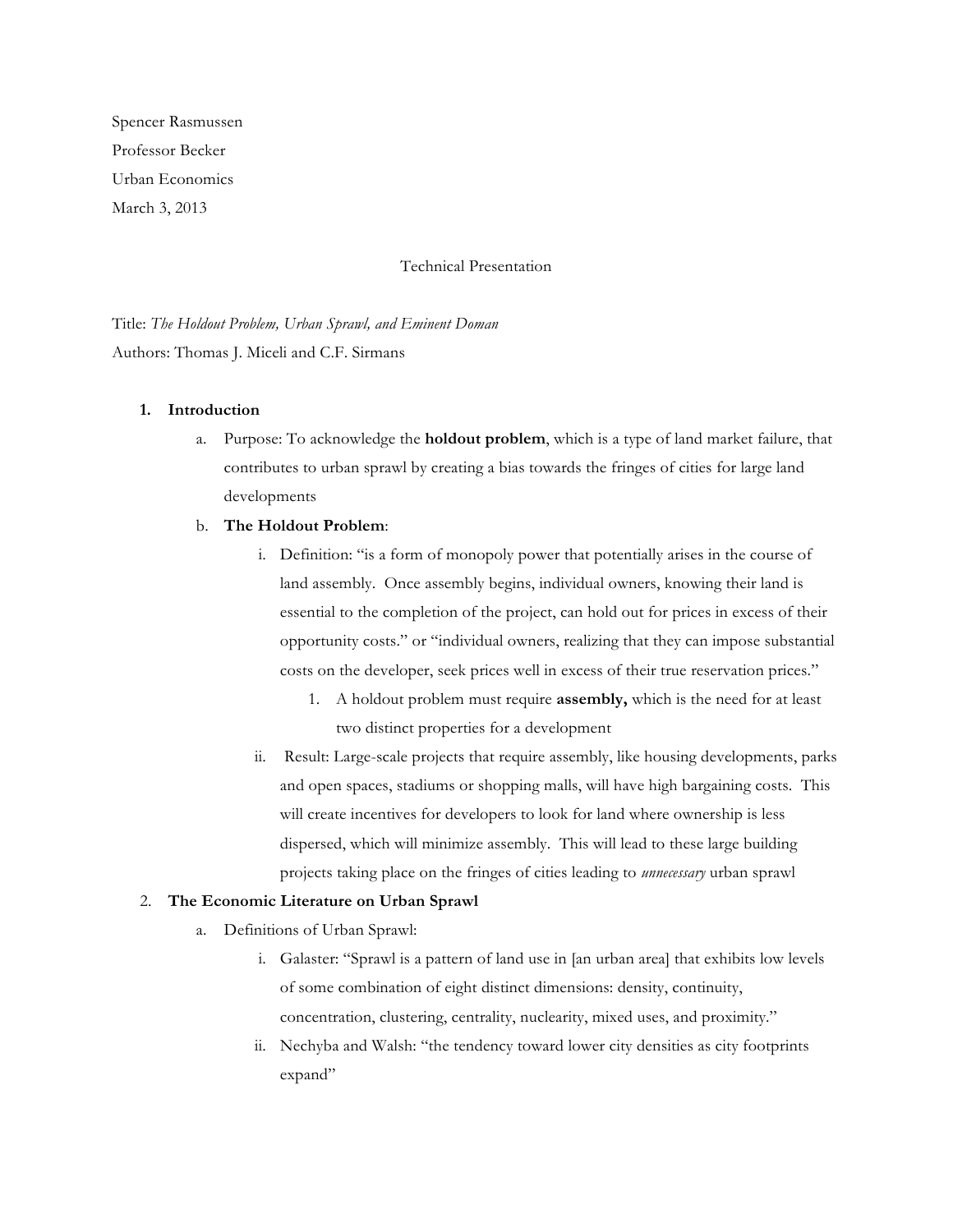Spencer Rasmussen

Professor Becker

Urban Economics

March 3, 2013

Technical Presentation

Title: *The Holdout Problem, Urban Sprawl, and Eminent Doman*

Authors: Thomas J. Miceli and C.F. Sirmans

1. **Introduction**
   a. Purpose: To acknowledge the **holdout problem**, which is a type of land market failure, that contributes to urban sprawl by creating a bias towards the fringes of cities for large land developments
   b. **The Holdout Problem**:
      i. Definition: "is a form of monopoly power that potentially arises in the course of land assembly. Once assembly begins, individual owners, knowing their land is essential to the completion of the project, can hold out for prices in excess of their opportunity costs." or "individual owners, realizing that they can impose substantial costs on the developer, seek prices well in excess of their true reservation prices."
         1. A holdout problem must require **assembly,** which is the need for at least two distinct properties for a development
      ii. Result: Large-scale projects that require assembly, like housing developments, parks and open spaces, stadiums or shopping malls, will have high bargaining costs. This will create incentives for developers to look for land where ownership is less dispersed, which will minimize assembly. This will lead to these large building projects taking place on the fringes of cities leading to *unnecessary* urban sprawl

2. **The Economic Literature on Urban Sprawl**
   a. Definitions of Urban Sprawl:
      i. Galaster: "Sprawl is a pattern of land use in [an urban area] that exhibits low levels of some combination of eight distinct dimensions: density, continuity, concentration, clustering, centrality, nuclearity, mixed uses, and proximity."
      ii. Nechyba and Walsh: "the tendency toward lower city densities as city footprints expand"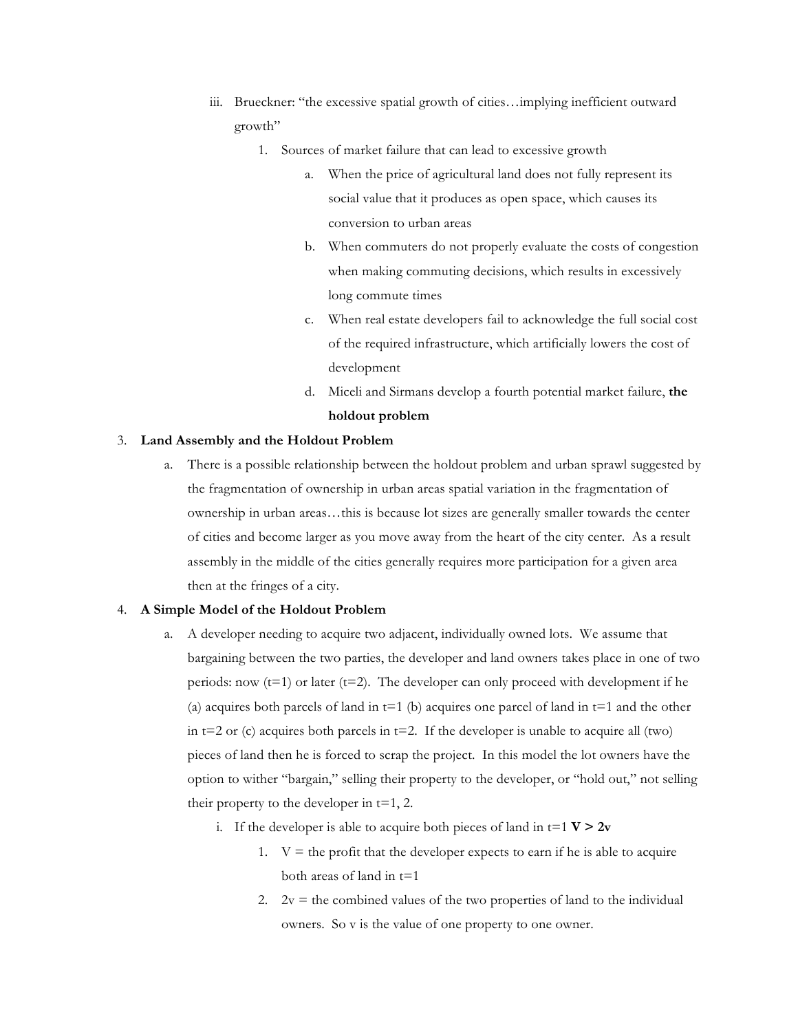iii. Brueckner: "the excessive spatial growth of cities…implying inefficient outward growth"

1. Sources of market failure that can lead to excessive growth
    a. When the price of agricultural land does not fully represent its social value that it produces as open space, which causes its conversion to urban areas
    b. When commuters do not properly evaluate the costs of congestion when making commuting decisions, which results in excessively long commute times
    c. When real estate developers fail to acknowledge the full social cost of the required infrastructure, which artificially lowers the cost of development
    d. Miceli and Sirmans develop a fourth potential market failure, **the holdout problem**

3. **Land Assembly and the Holdout Problem**
    a. There is a possible relationship between the holdout problem and urban sprawl suggested by the fragmentation of ownership in urban areas spatial variation in the fragmentation of ownership in urban areas…this is because lot sizes are generally smaller towards the center of cities and become larger as you move away from the heart of the city center. As a result assembly in the middle of the cities generally requires more participation for a given area then at the fringes of a city.

4. **A Simple Model of the Holdout Problem**
    a. A developer needing to acquire two adjacent, individually owned lots. We assume that bargaining between the two parties, the developer and land owners takes place in one of two periods: now (t=1) or later (t=2). The developer can only proceed with development if he (a) acquires both parcels of land in t=1 (b) acquires one parcel of land in t=1 and the other in t=2 or (c) acquires both parcels in t=2. If the developer is unable to acquire all (two) pieces of land then he is forced to scrap the project. In this model the lot owners have the option to wither "bargain," selling their property to the developer, or "hold out," not selling their property to the developer in t=1, 2.
        i. If the developer is able to acquire both pieces of land in t=1 **V > 2v**
            1. V = the profit that the developer expects to earn if he is able to acquire both areas of land in t=1
            2. 2v = the combined values of the two properties of land to the individual owners. So v is the value of one property to one owner.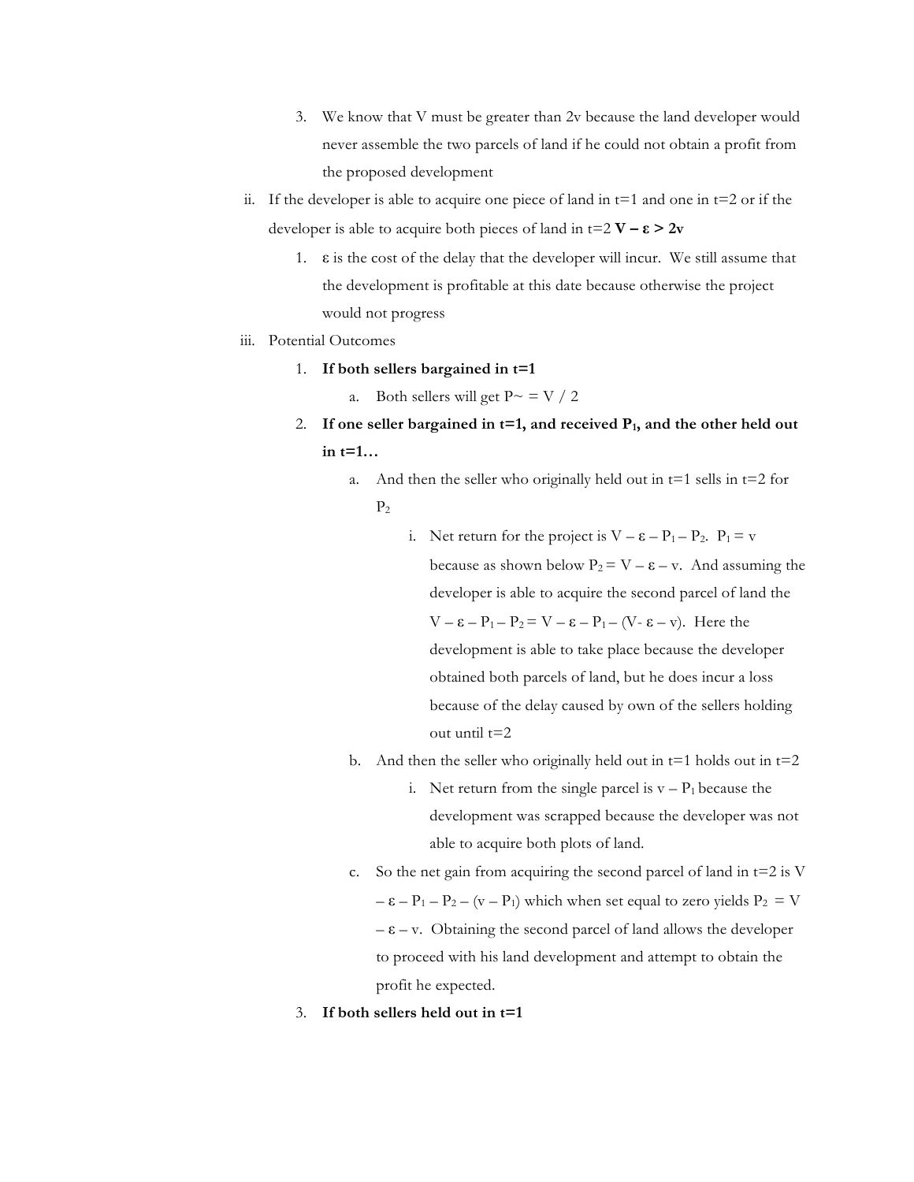3. We know that V must be greater than 2v because the land developer would never assemble the two parcels of land if he could not obtain a profit from the proposed development

ii. If the developer is able to acquire one piece of land in t=1 and one in t=2 or if the developer is able to acquire both pieces of land in t=2 **$V - \varepsilon > 2v$**

1. $\varepsilon$ is the cost of the delay that the developer will incur. We still assume that the development is profitable at this date because otherwise the project would not progress

iii. Potential Outcomes

1. **If both sellers bargained in t=1**
    a. Both sellers will get $P\sim = V / 2$
2. **If one seller bargained in t=1, and received $P_1$, and the other held out in t=1…**
    a. And then the seller who originally held out in t=1 sells in t=2 for $P_2$
        i. Net return for the project is $V - \varepsilon - P_1 - P_2$. $P_1 = v$ because as shown below $P_2 = V - \varepsilon - v$. And assuming the developer is able to acquire the second parcel of land the $V - \varepsilon - P_1 - P_2 = V - \varepsilon - P_1 - (V - \varepsilon - v)$. Here the development is able to take place because the developer obtained both parcels of land, but he does incur a loss because of the delay caused by own of the sellers holding out until t=2
    b. And then the seller who originally held out in t=1 holds out in t=2
        i. Net return from the single parcel is $v - P_1$ because the development was scrapped because the developer was not able to acquire both plots of land.
    c. So the net gain from acquiring the second parcel of land in t=2 is $V - \varepsilon - P_1 - P_2 - (v - P_1)$ which when set equal to zero yields $P_2 = V - \varepsilon - v$. Obtaining the second parcel of land allows the developer to proceed with his land development and attempt to obtain the profit he expected.
3. **If both sellers held out in t=1**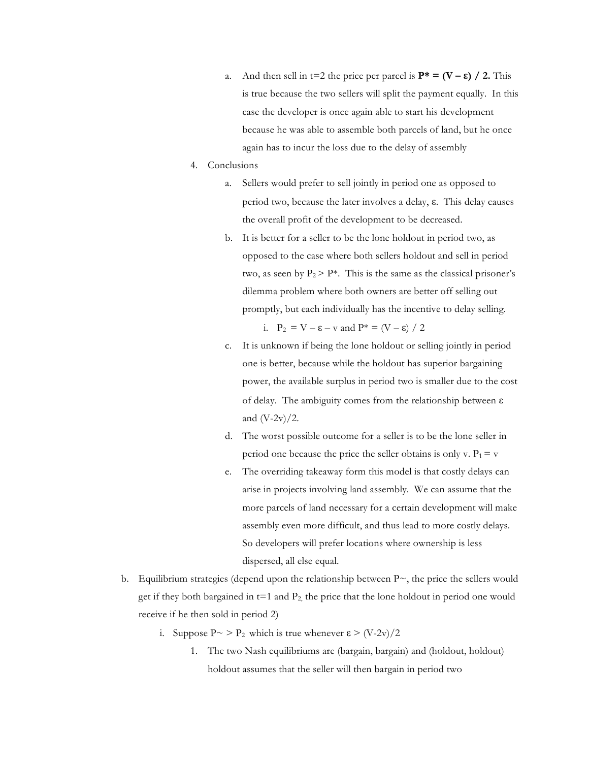a. And then sell in t=2 the price per parcel is $\mathbf{P^* = (V - \varepsilon) / 2}$. This is true because the two sellers will split the payment equally. In this case the developer is once again able to start his development because he was able to assemble both parcels of land, but he once again has to incur the loss due to the delay of assembly

4. Conclusions

   a. Sellers would prefer to sell jointly in period one as opposed to period two, because the later involves a delay, $\varepsilon$. This delay causes the overall profit of the development to be decreased.

   b. It is better for a seller to be the lone holdout in period two, as opposed to the case where both sellers holdout and sell in period two, as seen by $P_2 > P^*$. This is the same as the classical prisoner's dilemma problem where both owners are better off selling out promptly, but each individually has the incentive to delay selling.

      i. $P_2 = V - \varepsilon - v$ and $P^* = (V - \varepsilon) / 2$

   c. It is unknown if being the lone holdout or selling jointly in period one is better, because while the holdout has superior bargaining power, the available surplus in period two is smaller due to the cost of delay. The ambiguity comes from the relationship between $\varepsilon$ and $(V-2v)/2$.

   d. The worst possible outcome for a seller is to be the lone seller in period one because the price the seller obtains is only v. $P_1 = v$

   e. The overriding takeaway form this model is that costly delays can arise in projects involving land assembly. We can assume that the more parcels of land necessary for a certain development will make assembly even more difficult, and thus lead to more costly delays. So developers will prefer locations where ownership is less dispersed, all else equal.

b. Equilibrium strategies (depend upon the relationship between $P\sim$, the price the sellers would get if they both bargained in t=1 and $P_2$, the price that the lone holdout in period one would receive if he then sold in period 2)

   i. Suppose $P\sim > P_2$ which is true whenever $\varepsilon > (V-2v)/2$

      1. The two Nash equilibriums are (bargain, bargain) and (holdout, holdout) holdout assumes that the seller will then bargain in period two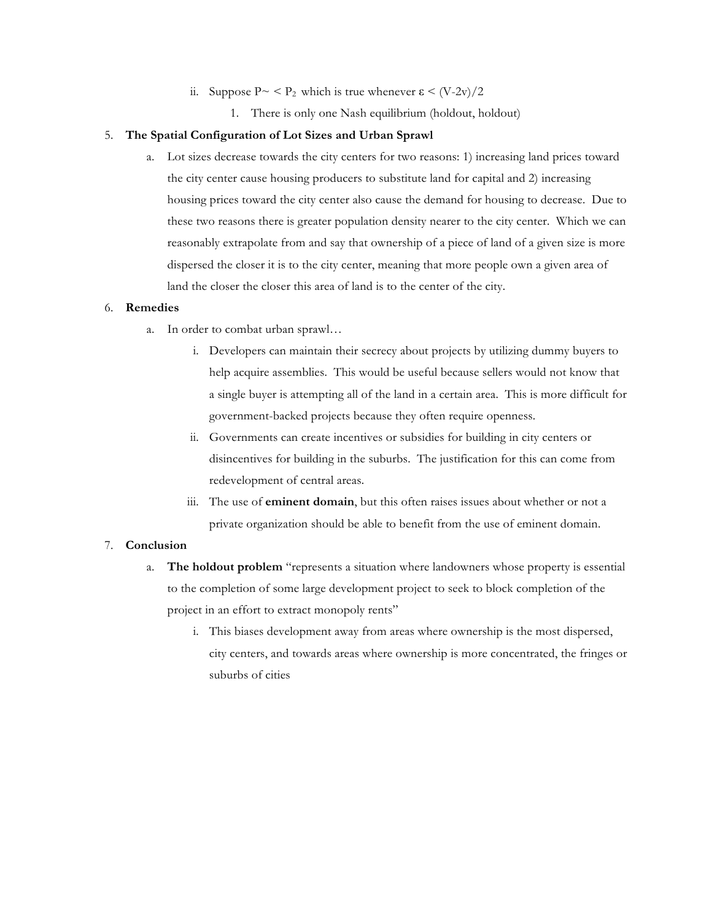ii. Suppose $P\sim < P_2$ which is true whenever $\varepsilon < (V-2v)/2$
      1. There is only one Nash equilibrium (holdout, holdout)

5. **The Spatial Configuration of Lot Sizes and Urban Sprawl**
   a. Lot sizes decrease towards the city centers for two reasons: 1) increasing land prices toward the city center cause housing producers to substitute land for capital and 2) increasing housing prices toward the city center also cause the demand for housing to decrease. Due to these two reasons there is greater population density nearer to the city center. Which we can reasonably extrapolate from and say that ownership of a piece of land of a given size is more dispersed the closer it is to the city center, meaning that more people own a given area of land the closer the closer this area of land is to the center of the city.

6. **Remedies**
   a. In order to combat urban sprawl…
      i. Developers can maintain their secrecy about projects by utilizing dummy buyers to help acquire assemblies. This would be useful because sellers would not know that a single buyer is attempting all of the land in a certain area. This is more difficult for government-backed projects because they often require openness.
      ii. Governments can create incentives or subsidies for building in city centers or disincentives for building in the suburbs. The justification for this can come from redevelopment of central areas.
      iii. The use of **eminent domain**, but this often raises issues about whether or not a private organization should be able to benefit from the use of eminent domain.

7. **Conclusion**
   a. **The holdout problem** "represents a situation where landowners whose property is essential to the completion of some large development project to seek to block completion of the project in an effort to extract monopoly rents"
      i. This biases development away from areas where ownership is the most dispersed, city centers, and towards areas where ownership is more concentrated, the fringes or suburbs of cities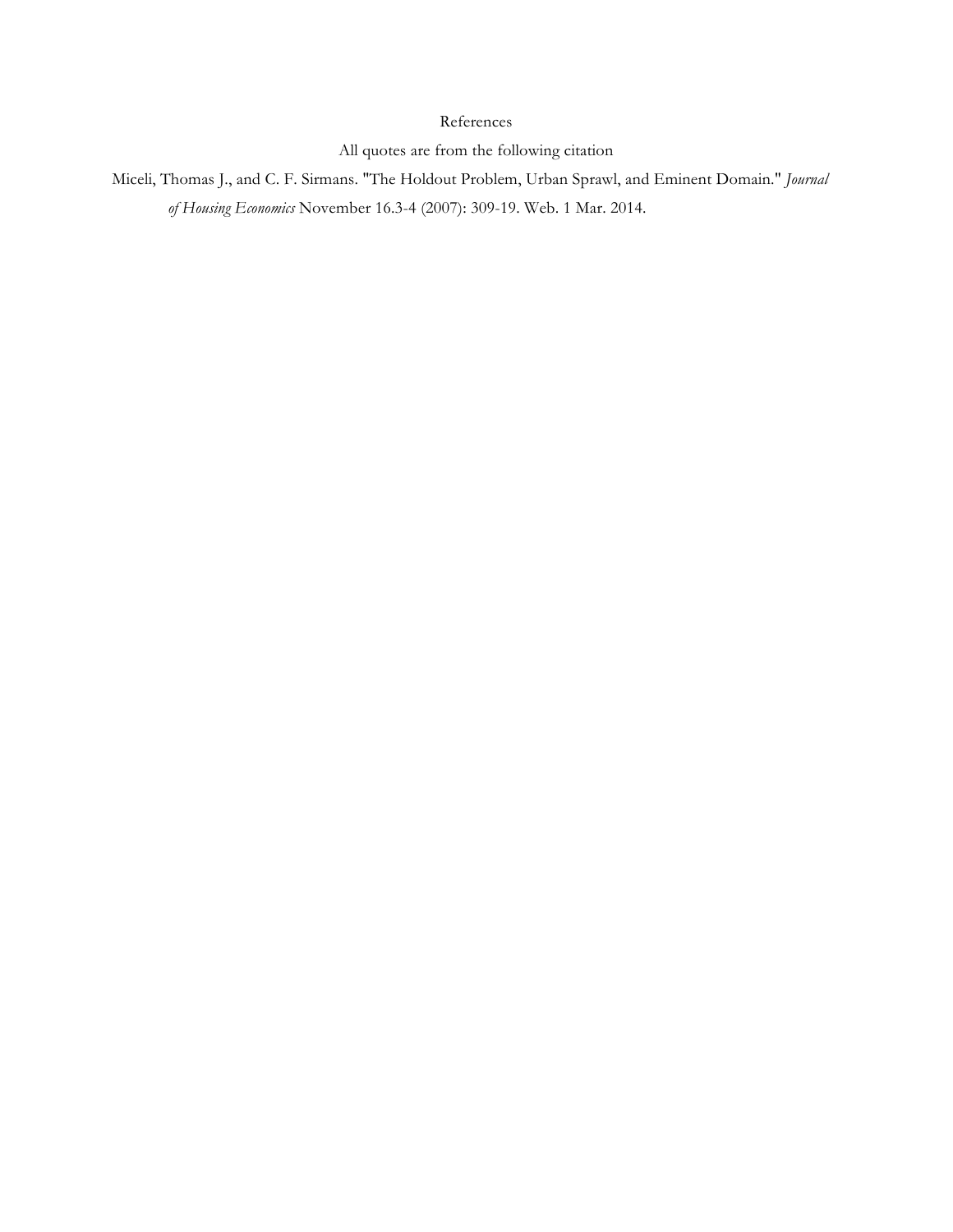# References

All quotes are from the following citation

Miceli, Thomas J., and C. F. Sirmans. "The Holdout Problem, Urban Sprawl, and Eminent Domain." *Journal of Housing Economics* November 16.3-4 (2007): 309-19. Web. 1 Mar. 2014.